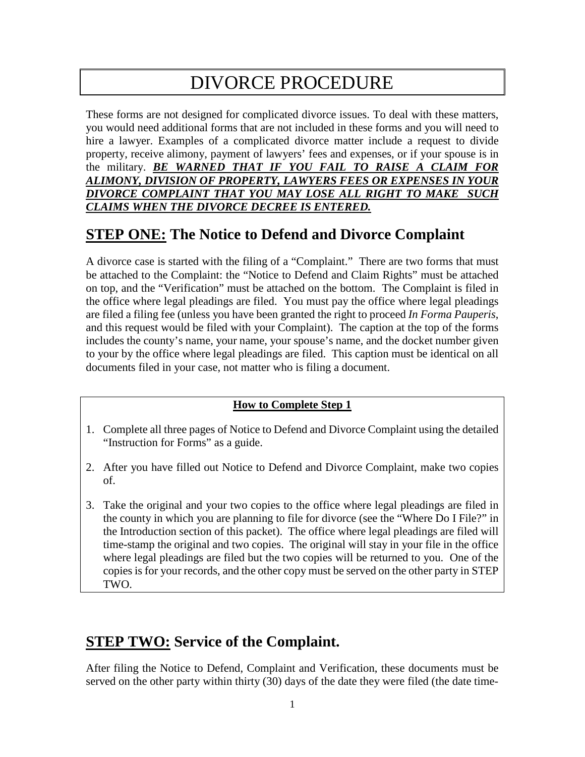# DIVORCE PROCEDURE

These forms are not designed for complicated divorce issues. To deal with these matters, you would need additional forms that are not included in these forms and you will need to hire a lawyer. Examples of a complicated divorce matter include a request to divide property, receive alimony, payment of lawyers' fees and expenses, or if your spouse is in the military. ***BE WARNED THAT IF YOU FAIL TO RAISE A CLAIM FOR ALIMONY, DIVISION OF PROPERTY, LAWYERS FEES OR EXPENSES IN YOUR DIVORCE COMPLAINT THAT YOU MAY LOSE ALL RIGHT TO MAKE SUCH CLAIMS WHEN THE DIVORCE DECREE IS ENTERED.***

## STEP ONE: The Notice to Defend and Divorce Complaint

A divorce case is started with the filing of a "Complaint." There are two forms that must be attached to the Complaint: the "Notice to Defend and Claim Rights" must be attached on top, and the "Verification" must be attached on the bottom. The Complaint is filed in the office where legal pleadings are filed. You must pay the office where legal pleadings are filed a filing fee (unless you have been granted the right to proceed *In Forma Pauperis*, and this request would be filed with your Complaint). The caption at the top of the forms includes the county's name, your name, your spouse's name, and the docket number given to your by the office where legal pleadings are filed. This caption must be identical on all documents filed in your case, not matter who is filing a document.

**How to Complete Step 1**

1. Complete all three pages of Notice to Defend and Divorce Complaint using the detailed "Instruction for Forms" as a guide.
2. After you have filled out Notice to Defend and Divorce Complaint, make two copies of.
3. Take the original and your two copies to the office where legal pleadings are filed in the county in which you are planning to file for divorce (see the "Where Do I File?" in the Introduction section of this packet). The office where legal pleadings are filed will time-stamp the original and two copies. The original will stay in your file in the office where legal pleadings are filed but the two copies will be returned to you. One of the copies is for your records, and the other copy must be served on the other party in STEP TWO.

## STEP TWO: Service of the Complaint.

After filing the Notice to Defend, Complaint and Verification, these documents must be served on the other party within thirty (30) days of the date they were filed (the date time-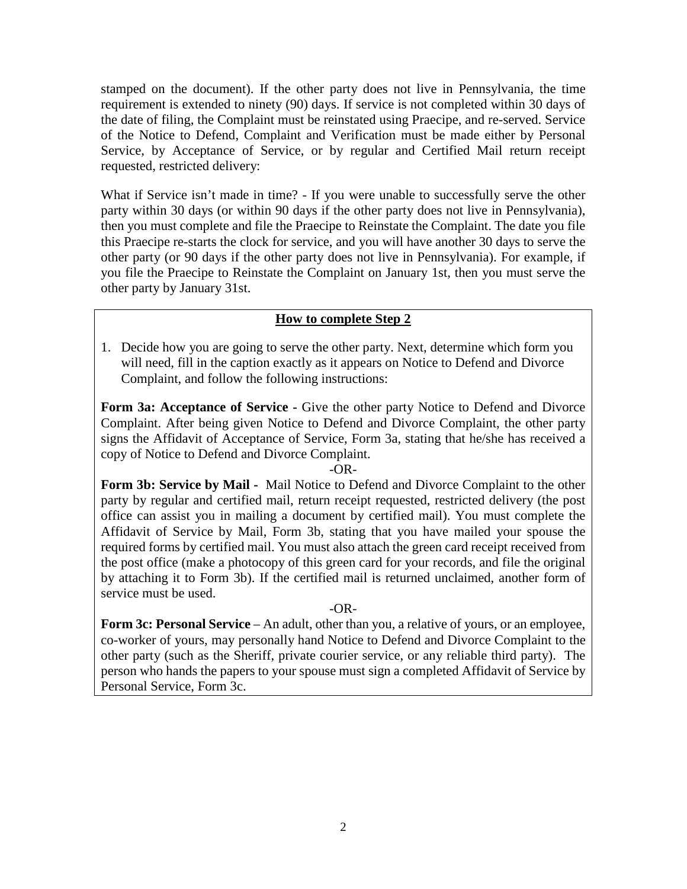stamped on the document). If the other party does not live in Pennsylvania, the time requirement is extended to ninety (90) days. If service is not completed within 30 days of the date of filing, the Complaint must be reinstated using Praecipe, and re-served. Service of the Notice to Defend, Complaint and Verification must be made either by Personal Service, by Acceptance of Service, or by regular and Certified Mail return receipt requested, restricted delivery:

What if Service isn't made in time? - If you were unable to successfully serve the other party within 30 days (or within 90 days if the other party does not live in Pennsylvania), then you must complete and file the Praecipe to Reinstate the Complaint. The date you file this Praecipe re-starts the clock for service, and you will have another 30 days to serve the other party (or 90 days if the other party does not live in Pennsylvania). For example, if you file the Praecipe to Reinstate the Complaint on January 1st, then you must serve the other party by January 31st.

**How to complete Step 2**

1. Decide how you are going to serve the other party. Next, determine which form you will need, fill in the caption exactly as it appears on Notice to Defend and Divorce Complaint, and follow the following instructions:

**Form 3a: Acceptance of Service -** Give the other party Notice to Defend and Divorce Complaint. After being given Notice to Defend and Divorce Complaint, the other party signs the Affidavit of Acceptance of Service, Form 3a, stating that he/she has received a copy of Notice to Defend and Divorce Complaint.

-OR-

**Form 3b: Service by Mail -** Mail Notice to Defend and Divorce Complaint to the other party by regular and certified mail, return receipt requested, restricted delivery (the post office can assist you in mailing a document by certified mail). You must complete the Affidavit of Service by Mail, Form 3b, stating that you have mailed your spouse the required forms by certified mail. You must also attach the green card receipt received from the post office (make a photocopy of this green card for your records, and file the original by attaching it to Form 3b). If the certified mail is returned unclaimed, another form of service must be used.

-OR-

**Form 3c: Personal Service** – An adult, other than you, a relative of yours, or an employee, co-worker of yours, may personally hand Notice to Defend and Divorce Complaint to the other party (such as the Sheriff, private courier service, or any reliable third party). The person who hands the papers to your spouse must sign a completed Affidavit of Service by Personal Service, Form 3c.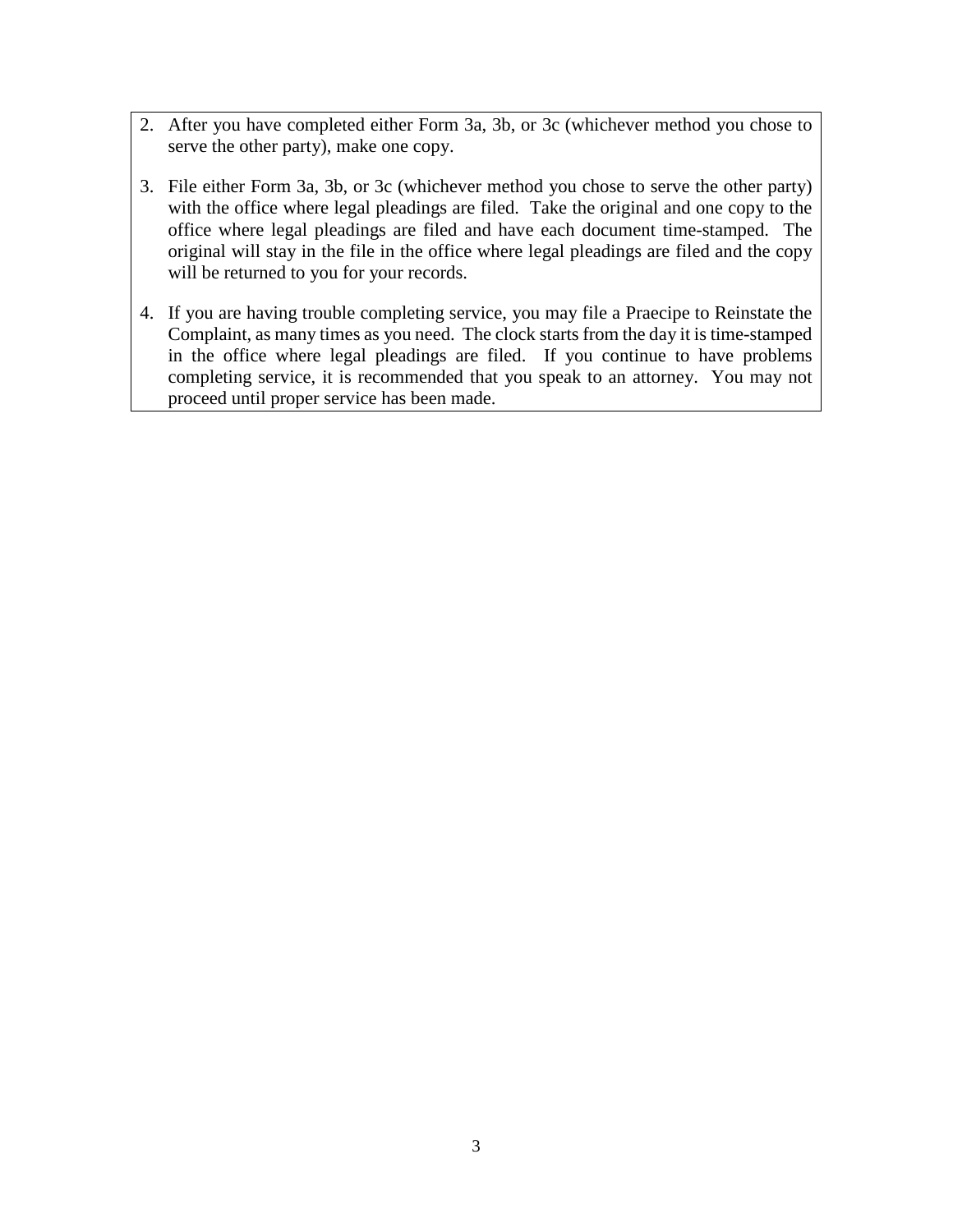2. After you have completed either Form 3a, 3b, or 3c (whichever method you chose to serve the other party), make one copy.

3. File either Form 3a, 3b, or 3c (whichever method you chose to serve the other party) with the office where legal pleadings are filed. Take the original and one copy to the office where legal pleadings are filed and have each document time-stamped. The original will stay in the file in the office where legal pleadings are filed and the copy will be returned to you for your records.

4. If you are having trouble completing service, you may file a Praecipe to Reinstate the Complaint, as many times as you need. The clock starts from the day it is time-stamped in the office where legal pleadings are filed. If you continue to have problems completing service, it is recommended that you speak to an attorney. You may not proceed until proper service has been made.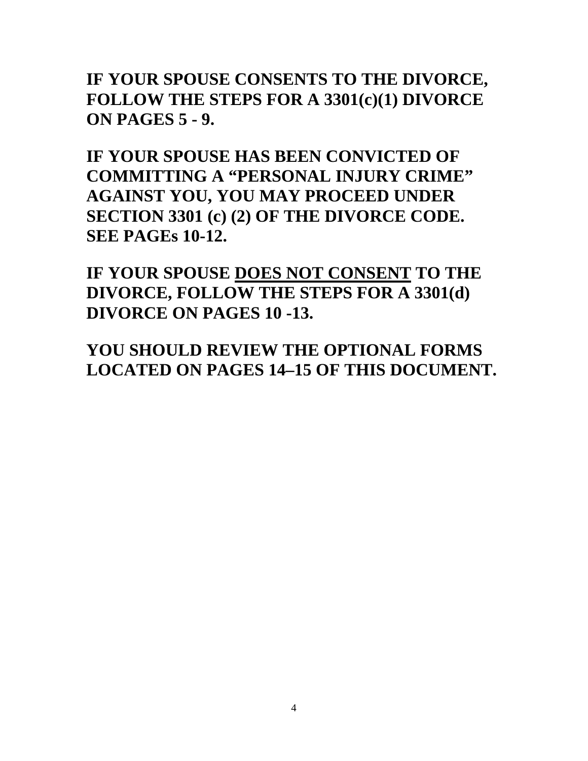**IF YOUR SPOUSE CONSENTS TO THE DIVORCE, FOLLOW THE STEPS FOR A 3301(c)(1) DIVORCE ON PAGES 5 - 9.**

**IF YOUR SPOUSE HAS BEEN CONVICTED OF COMMITTING A "PERSONAL INJURY CRIME" AGAINST YOU, YOU MAY PROCEED UNDER SECTION 3301 (c) (2) OF THE DIVORCE CODE. SEE PAGEs 10-12.**

**IF YOUR SPOUSE <u>DOES NOT CONSENT</u> TO THE DIVORCE, FOLLOW THE STEPS FOR A 3301(d) DIVORCE ON PAGES 10 -13.**

**YOU SHOULD REVIEW THE OPTIONAL FORMS LOCATED ON PAGES 14–15 OF THIS DOCUMENT.**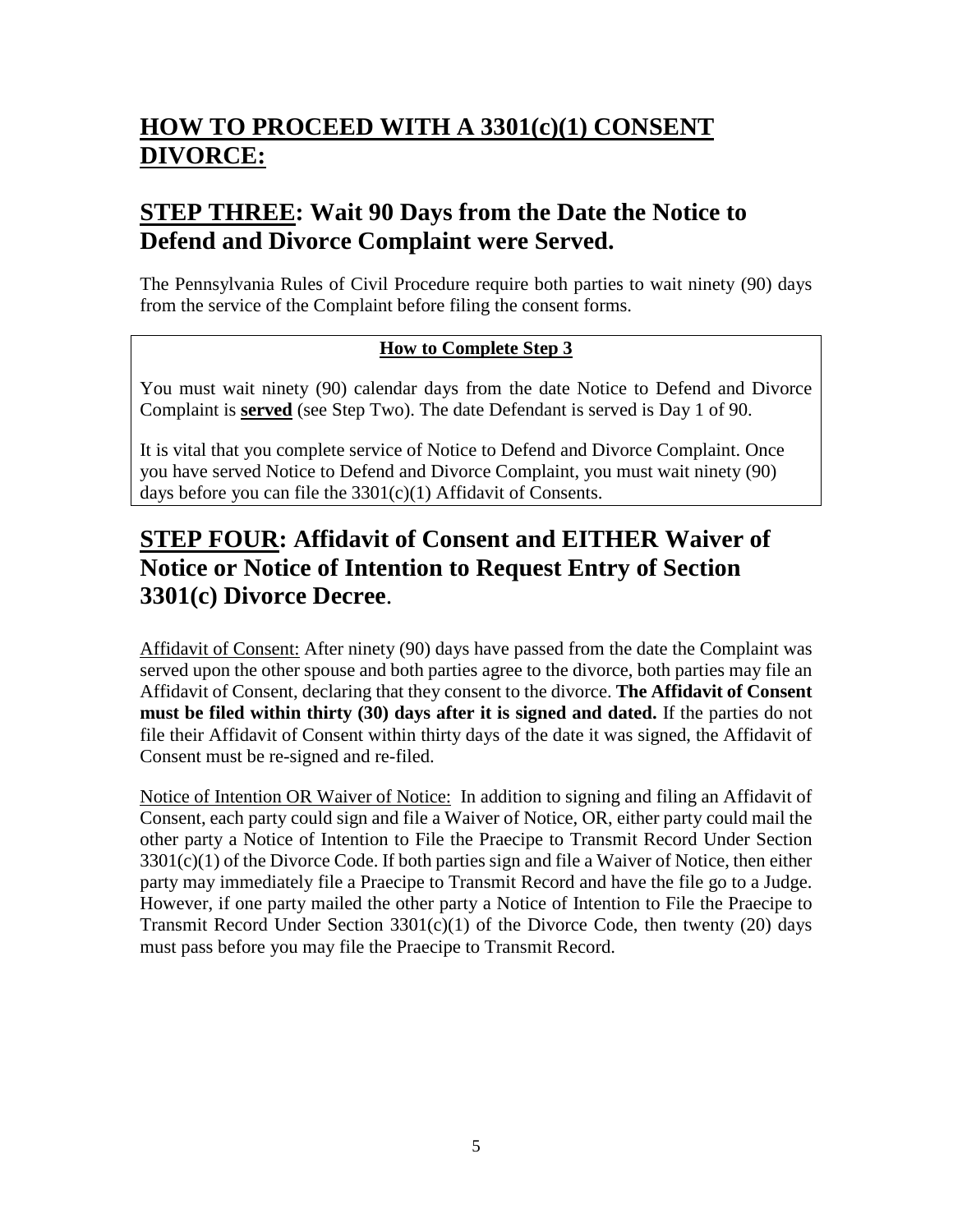# HOW TO PROCEED WITH A 3301(c)(1) CONSENT DIVORCE:

## STEP THREE: Wait 90 Days from the Date the Notice to Defend and Divorce Complaint were Served.

The Pennsylvania Rules of Civil Procedure require both parties to wait ninety (90) days from the service of the Complaint before filing the consent forms.

**How to Complete Step 3**

You must wait ninety (90) calendar days from the date Notice to Defend and Divorce Complaint is **served** (see Step Two). The date Defendant is served is Day 1 of 90.

It is vital that you complete service of Notice to Defend and Divorce Complaint. Once you have served Notice to Defend and Divorce Complaint, you must wait ninety (90) days before you can file the 3301(c)(1) Affidavit of Consents.

## STEP FOUR: Affidavit of Consent and EITHER Waiver of Notice or Notice of Intention to Request Entry of Section 3301(c) Divorce Decree.

Affidavit of Consent: After ninety (90) days have passed from the date the Complaint was served upon the other spouse and both parties agree to the divorce, both parties may file an Affidavit of Consent, declaring that they consent to the divorce. **The Affidavit of Consent must be filed within thirty (30) days after it is signed and dated.** If the parties do not file their Affidavit of Consent within thirty days of the date it was signed, the Affidavit of Consent must be re-signed and re-filed.

Notice of Intention OR Waiver of Notice: In addition to signing and filing an Affidavit of Consent, each party could sign and file a Waiver of Notice, OR, either party could mail the other party a Notice of Intention to File the Praecipe to Transmit Record Under Section 3301(c)(1) of the Divorce Code. If both parties sign and file a Waiver of Notice, then either party may immediately file a Praecipe to Transmit Record and have the file go to a Judge. However, if one party mailed the other party a Notice of Intention to File the Praecipe to Transmit Record Under Section 3301(c)(1) of the Divorce Code, then twenty (20) days must pass before you may file the Praecipe to Transmit Record.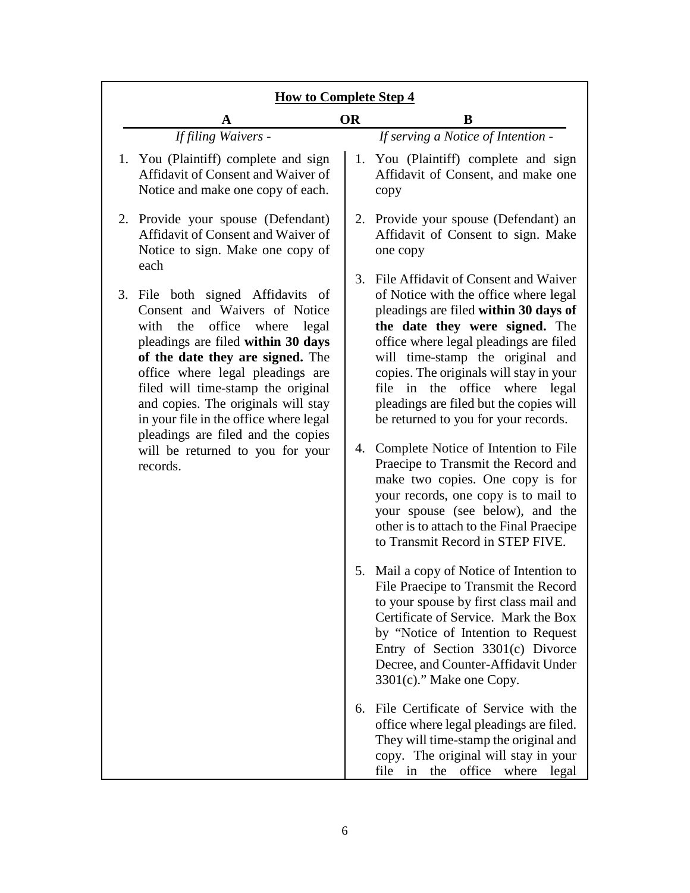## How to Complete Step 4

| A | OR | B |
|---|---|---|
| *If filing Waivers -* | | *If serving a Notice of Intention -* |
| 1. You (Plaintiff) complete and sign Affidavit of Consent and Waiver of Notice and make one copy of each. | | 1. You (Plaintiff) complete and sign Affidavit of Consent, and make one copy |
| 2. Provide your spouse (Defendant) Affidavit of Consent and Waiver of Notice to sign. Make one copy of each | | 2. Provide your spouse (Defendant) an Affidavit of Consent to sign. Make one copy |
| 3. File both signed Affidavits of Consent and Waivers of Notice with the office where legal pleadings are filed **within 30 days of the date they are signed.** The office where legal pleadings are filed will time-stamp the original and copies. The originals will stay in your file in the office where legal pleadings are filed and the copies will be returned to you for your records. | | 3. File Affidavit of Consent and Waiver of Notice with the office where legal pleadings are filed **within 30 days of the date they were signed.** The office where legal pleadings are filed will time-stamp the original and copies. The originals will stay in your file in the office where legal pleadings are filed but the copies will be returned to you for your records. |
| | | 4. Complete Notice of Intention to File Praecipe to Transmit the Record and make two copies. One copy is for your records, one copy is to mail to your spouse (see below), and the other is to attach to the Final Praecipe to Transmit Record in STEP FIVE. |
| | | 5. Mail a copy of Notice of Intention to File Praecipe to Transmit the Record to your spouse by first class mail and Certificate of Service. Mark the Box by "Notice of Intention to Request Entry of Section 3301(c) Divorce Decree, and Counter-Affidavit Under 3301(c)." Make one Copy. |
| | | 6. File Certificate of Service with the office where legal pleadings are filed. They will time-stamp the original and copy. The original will stay in your file in the office where legal |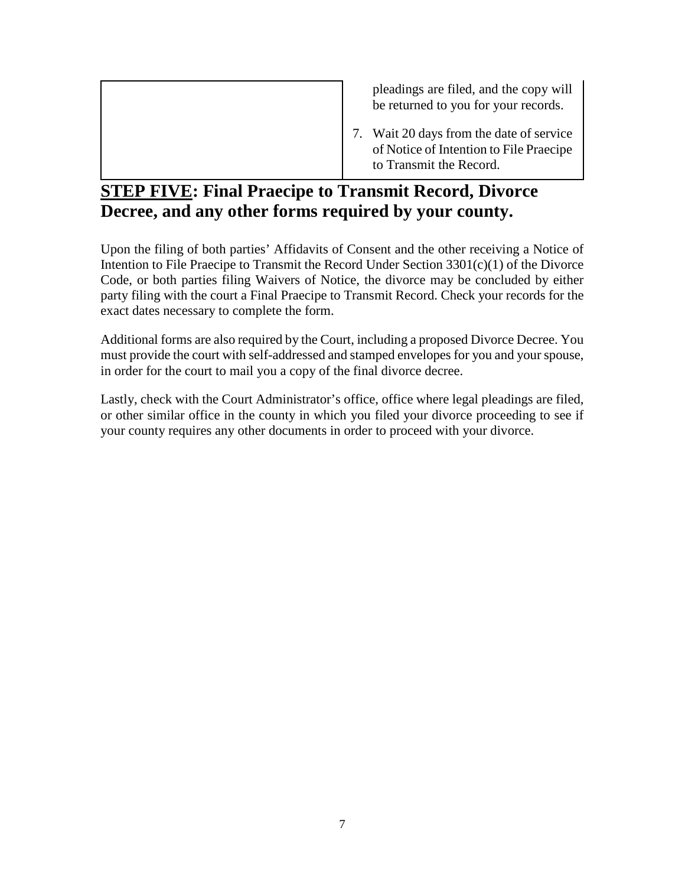| | |
|---|---|
| | pleadings are filed, and the copy will be returned to you for your records.<br><br>7. Wait 20 days from the date of service of Notice of Intention to File Praecipe to Transmit the Record. |

## **<u>STEP FIVE</u>: Final Praecipe to Transmit Record, Divorce Decree, and any other forms required by your county.**

Upon the filing of both parties' Affidavits of Consent and the other receiving a Notice of Intention to File Praecipe to Transmit the Record Under Section 3301(c)(1) of the Divorce Code, or both parties filing Waivers of Notice, the divorce may be concluded by either party filing with the court a Final Praecipe to Transmit Record. Check your records for the exact dates necessary to complete the form.

Additional forms are also required by the Court, including a proposed Divorce Decree. You must provide the court with self-addressed and stamped envelopes for you and your spouse, in order for the court to mail you a copy of the final divorce decree.

Lastly, check with the Court Administrator's office, office where legal pleadings are filed, or other similar office in the county in which you filed your divorce proceeding to see if your county requires any other documents in order to proceed with your divorce.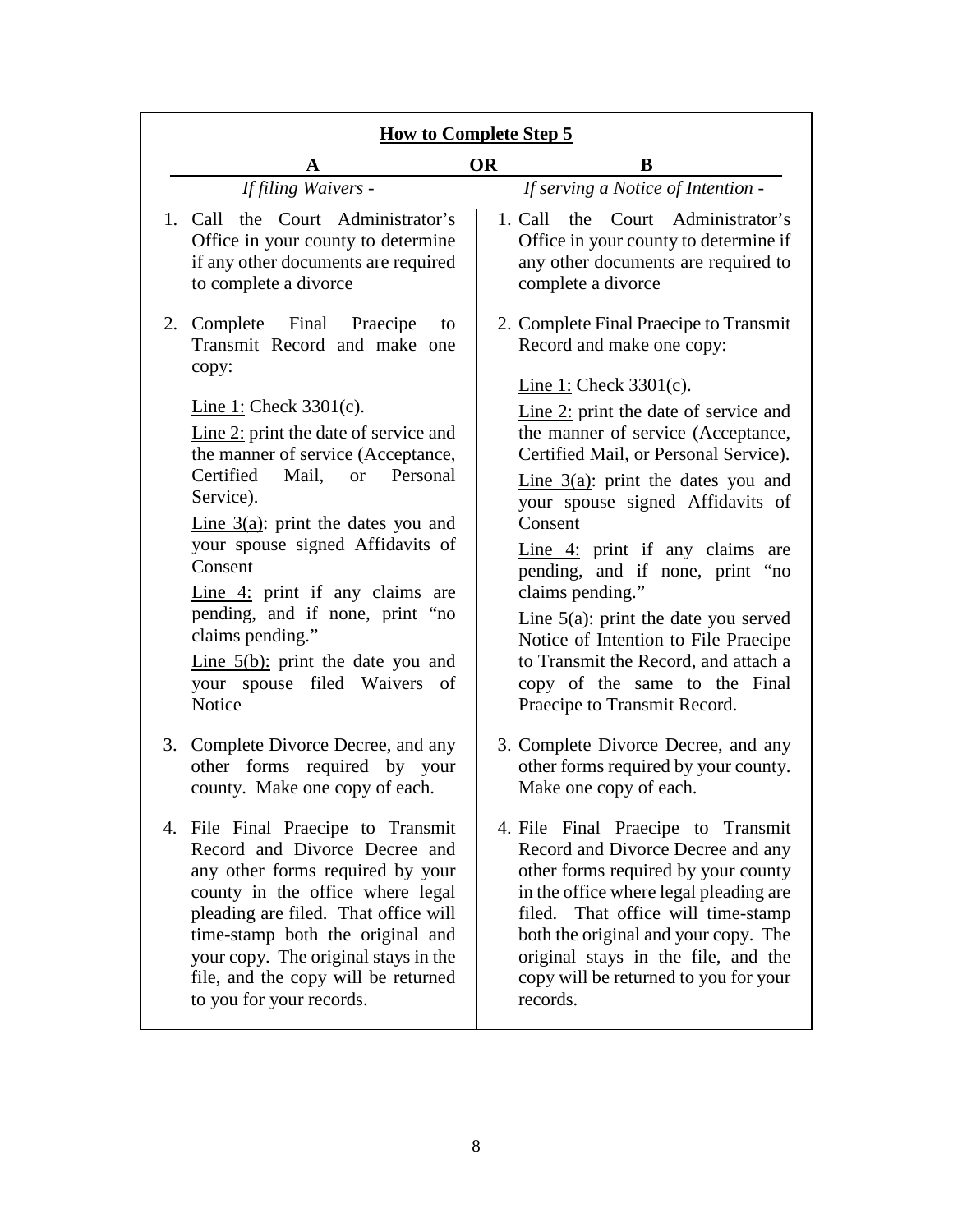## How to Complete Step 5

**A** **OR** **B**

### A — *If filing Waivers -*

1. Call the Court Administrator's Office in your county to determine if any other documents are required to complete a divorce

2. Complete Final Praecipe to Transmit Record and make one copy:

   Line 1: Check 3301(c).

   Line 2: print the date of service and the manner of service (Acceptance, Certified Mail, or Personal Service).

   Line 3(a): print the dates you and your spouse signed Affidavits of Consent

   Line 4: print if any claims are pending, and if none, print "no claims pending."

   Line 5(b): print the date you and your spouse filed Waivers of Notice

3. Complete Divorce Decree, and any other forms required by your county. Make one copy of each.

4. File Final Praecipe to Transmit Record and Divorce Decree and any other forms required by your county in the office where legal pleading are filed. That office will time-stamp both the original and your copy. The original stays in the file, and the copy will be returned to you for your records.

### B — *If serving a Notice of Intention -*

1. Call the Court Administrator's Office in your county to determine if any other documents are required to complete a divorce

2. Complete Final Praecipe to Transmit Record and make one copy:

   Line 1: Check 3301(c).

   Line 2: print the date of service and the manner of service (Acceptance, Certified Mail, or Personal Service).

   Line 3(a): print the dates you and your spouse signed Affidavits of Consent

   Line 4: print if any claims are pending, and if none, print "no claims pending."

   Line 5(a): print the date you served Notice of Intention to File Praecipe to Transmit the Record, and attach a copy of the same to the Final Praecipe to Transmit Record.

3. Complete Divorce Decree, and any other forms required by your county. Make one copy of each.

4. File Final Praecipe to Transmit Record and Divorce Decree and any other forms required by your county in the office where legal pleading are filed. That office will time-stamp both the original and your copy. The original stays in the file, and the copy will be returned to you for your records.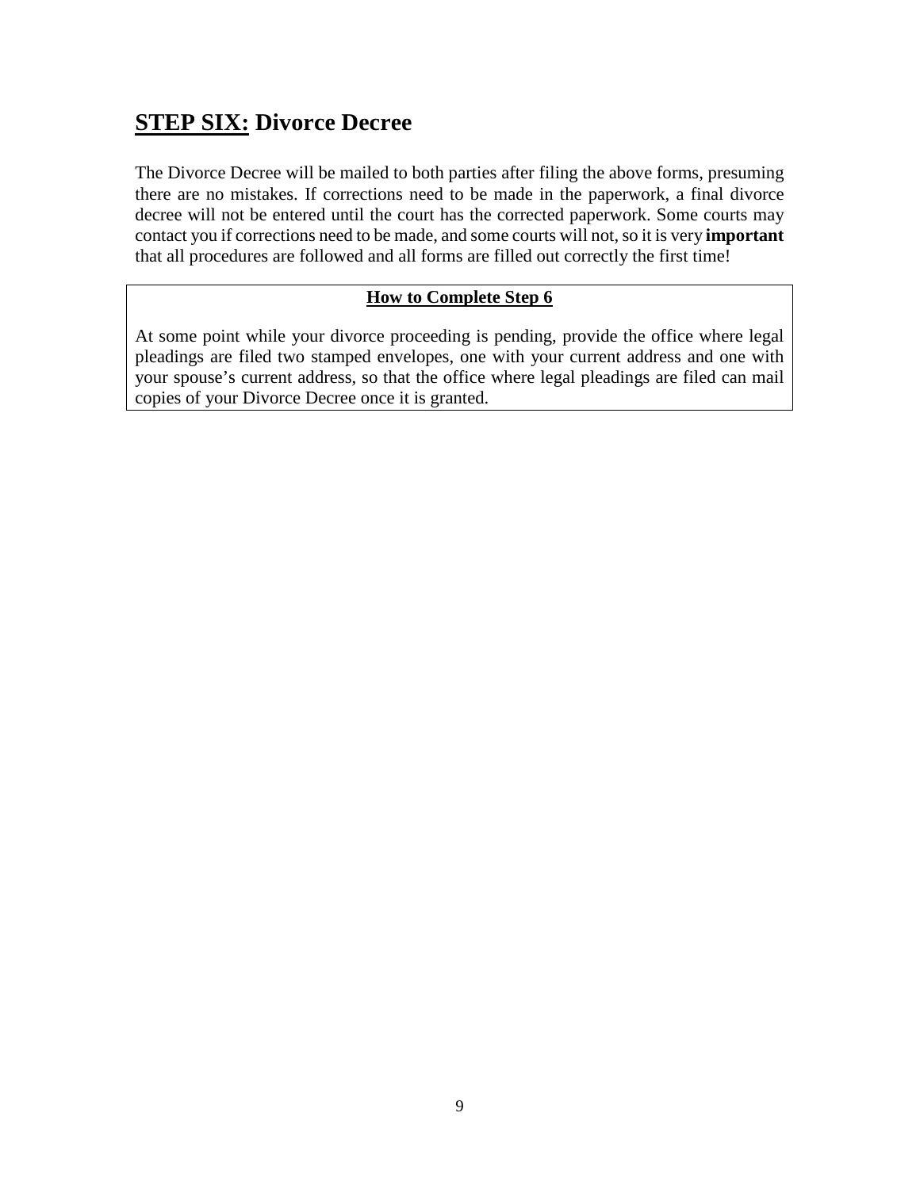## **STEP SIX:** Divorce Decree

The Divorce Decree will be mailed to both parties after filing the above forms, presuming there are no mistakes. If corrections need to be made in the paperwork, a final divorce decree will not be entered until the court has the corrected paperwork. Some courts may contact you if corrections need to be made, and some courts will not, so it is very **important** that all procedures are followed and all forms are filled out correctly the first time!

**How to Complete Step 6**

At some point while your divorce proceeding is pending, provide the office where legal pleadings are filed two stamped envelopes, one with your current address and one with your spouse's current address, so that the office where legal pleadings are filed can mail copies of your Divorce Decree once it is granted.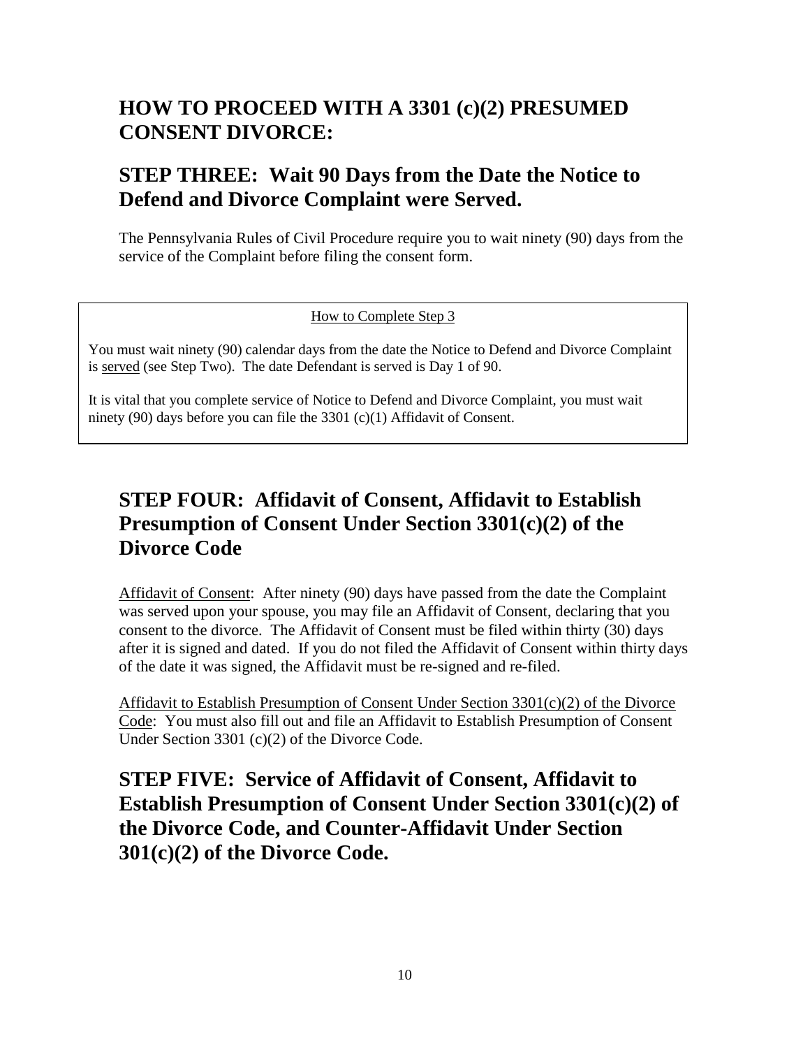## HOW TO PROCEED WITH A 3301 (c)(2) PRESUMED CONSENT DIVORCE:

## STEP THREE: Wait 90 Days from the Date the Notice to Defend and Divorce Complaint were Served.

The Pennsylvania Rules of Civil Procedure require you to wait ninety (90) days from the service of the Complaint before filing the consent form.

> How to Complete Step 3
>
> You must wait ninety (90) calendar days from the date the Notice to Defend and Divorce Complaint is served (see Step Two). The date Defendant is served is Day 1 of 90.
>
> It is vital that you complete service of Notice to Defend and Divorce Complaint, you must wait ninety (90) days before you can file the 3301 (c)(1) Affidavit of Consent.

## STEP FOUR: Affidavit of Consent, Affidavit to Establish Presumption of Consent Under Section 3301(c)(2) of the Divorce Code

Affidavit of Consent: After ninety (90) days have passed from the date the Complaint was served upon your spouse, you may file an Affidavit of Consent, declaring that you consent to the divorce. The Affidavit of Consent must be filed within thirty (30) days after it is signed and dated. If you do not filed the Affidavit of Consent within thirty days of the date it was signed, the Affidavit must be re-signed and re-filed.

Affidavit to Establish Presumption of Consent Under Section 3301(c)(2) of the Divorce Code: You must also fill out and file an Affidavit to Establish Presumption of Consent Under Section 3301 (c)(2) of the Divorce Code.

## STEP FIVE: Service of Affidavit of Consent, Affidavit to Establish Presumption of Consent Under Section 3301(c)(2) of the Divorce Code, and Counter-Affidavit Under Section 301(c)(2) of the Divorce Code.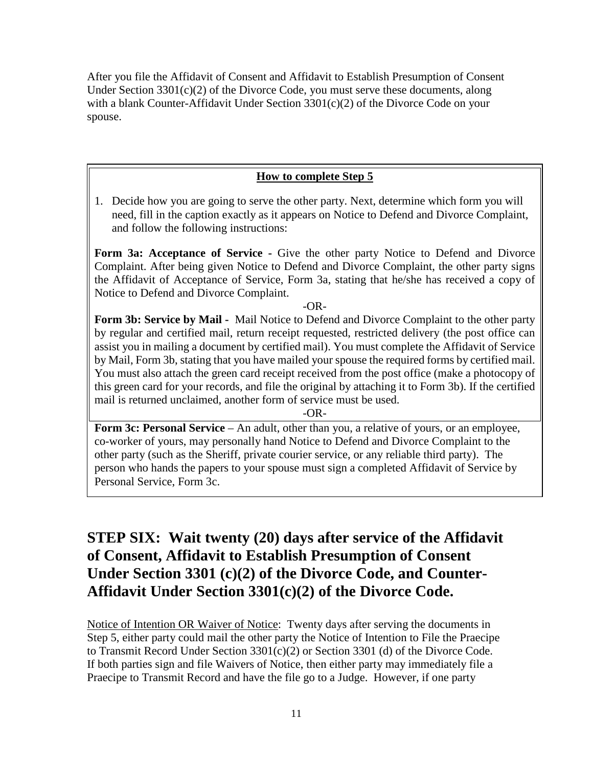After you file the Affidavit of Consent and Affidavit to Establish Presumption of Consent Under Section 3301(c)(2) of the Divorce Code, you must serve these documents, along with a blank Counter-Affidavit Under Section 3301(c)(2) of the Divorce Code on your spouse.

**How to complete Step 5**

1. Decide how you are going to serve the other party. Next, determine which form you will need, fill in the caption exactly as it appears on Notice to Defend and Divorce Complaint, and follow the following instructions:

**Form 3a: Acceptance of Service** - Give the other party Notice to Defend and Divorce Complaint. After being given Notice to Defend and Divorce Complaint, the other party signs the Affidavit of Acceptance of Service, Form 3a, stating that he/she has received a copy of Notice to Defend and Divorce Complaint.

-OR-

**Form 3b: Service by Mail** - Mail Notice to Defend and Divorce Complaint to the other party by regular and certified mail, return receipt requested, restricted delivery (the post office can assist you in mailing a document by certified mail). You must complete the Affidavit of Service by Mail, Form 3b, stating that you have mailed your spouse the required forms by certified mail. You must also attach the green card receipt received from the post office (make a photocopy of this green card for your records, and file the original by attaching it to Form 3b). If the certified mail is returned unclaimed, another form of service must be used.

-OR-

**Form 3c: Personal Service** – An adult, other than you, a relative of yours, or an employee, co-worker of yours, may personally hand Notice to Defend and Divorce Complaint to the other party (such as the Sheriff, private courier service, or any reliable third party). The person who hands the papers to your spouse must sign a completed Affidavit of Service by Personal Service, Form 3c.

## STEP SIX: Wait twenty (20) days after service of the Affidavit of Consent, Affidavit to Establish Presumption of Consent Under Section 3301 (c)(2) of the Divorce Code, and Counter-Affidavit Under Section 3301(c)(2) of the Divorce Code.

Notice of Intention OR Waiver of Notice: Twenty days after serving the documents in Step 5, either party could mail the other party the Notice of Intention to File the Praecipe to Transmit Record Under Section 3301(c)(2) or Section 3301 (d) of the Divorce Code. If both parties sign and file Waivers of Notice, then either party may immediately file a Praecipe to Transmit Record and have the file go to a Judge. However, if one party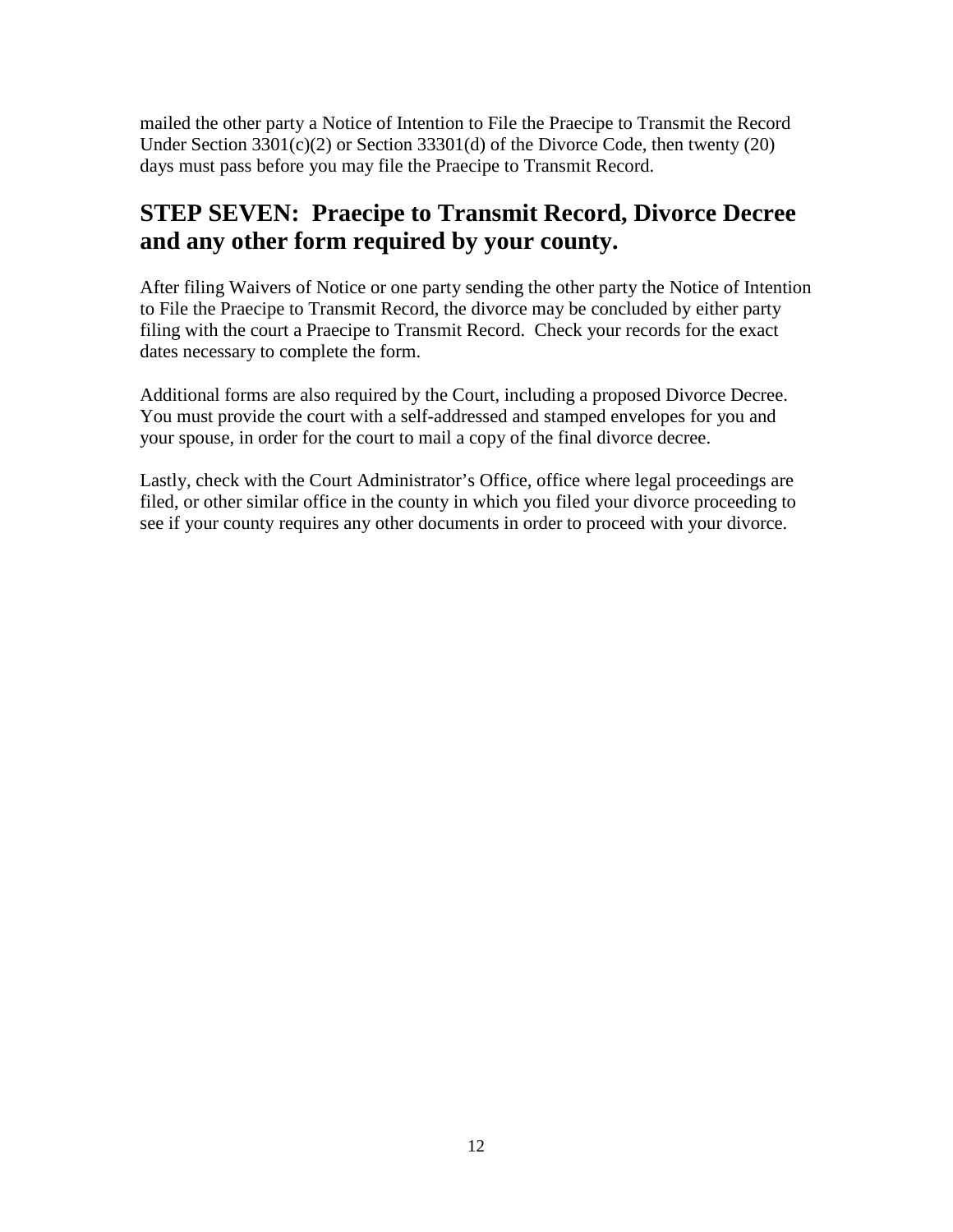mailed the other party a Notice of Intention to File the Praecipe to Transmit the Record Under Section 3301(c)(2) or Section 33301(d) of the Divorce Code, then twenty (20) days must pass before you may file the Praecipe to Transmit Record.

## STEP SEVEN: Praecipe to Transmit Record, Divorce Decree and any other form required by your county.

After filing Waivers of Notice or one party sending the other party the Notice of Intention to File the Praecipe to Transmit Record, the divorce may be concluded by either party filing with the court a Praecipe to Transmit Record. Check your records for the exact dates necessary to complete the form.

Additional forms are also required by the Court, including a proposed Divorce Decree. You must provide the court with a self-addressed and stamped envelopes for you and your spouse, in order for the court to mail a copy of the final divorce decree.

Lastly, check with the Court Administrator's Office, office where legal proceedings are filed, or other similar office in the county in which you filed your divorce proceeding to see if your county requires any other documents in order to proceed with your divorce.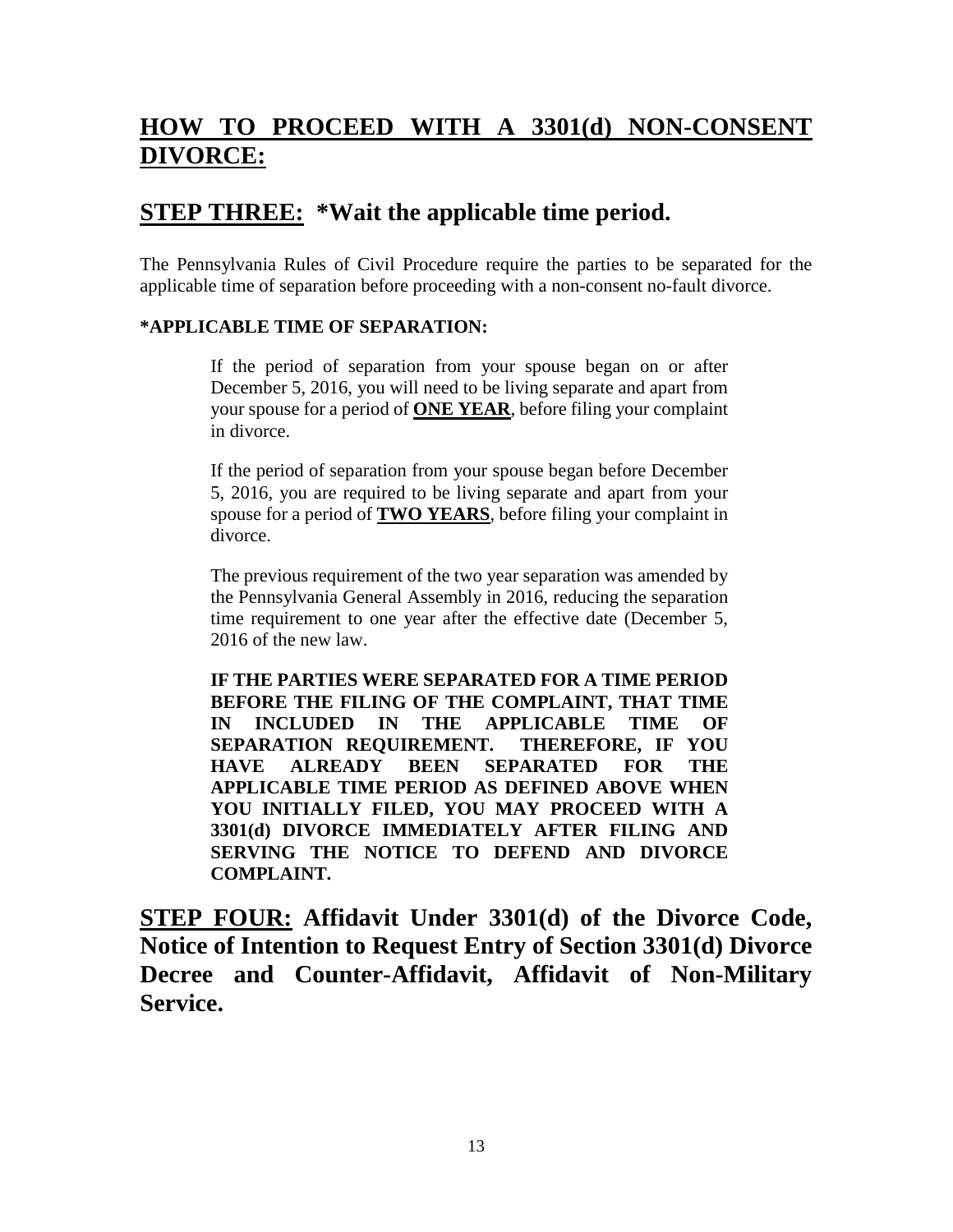# **HOW TO PROCEED WITH A 3301(d) NON-CONSENT DIVORCE:**

## **STEP THREE: *Wait the applicable time period.**

The Pennsylvania Rules of Civil Procedure require the parties to be separated for the applicable time of separation before proceeding with a non-consent no-fault divorce.

**\*APPLICABLE TIME OF SEPARATION:**

> If the period of separation from your spouse began on or after December 5, 2016, you will need to be living separate and apart from your spouse for a period of **ONE YEAR**, before filing your complaint in divorce.
>
> If the period of separation from your spouse began before December 5, 2016, you are required to be living separate and apart from your spouse for a period of **TWO YEARS**, before filing your complaint in divorce.
>
> The previous requirement of the two year separation was amended by the Pennsylvania General Assembly in 2016, reducing the separation time requirement to one year after the effective date (December 5, 2016 of the new law.
>
> **IF THE PARTIES WERE SEPARATED FOR A TIME PERIOD BEFORE THE FILING OF THE COMPLAINT, THAT TIME IN INCLUDED IN THE APPLICABLE TIME OF SEPARATION REQUIREMENT. THEREFORE, IF YOU HAVE ALREADY BEEN SEPARATED FOR THE APPLICABLE TIME PERIOD AS DEFINED ABOVE WHEN YOU INITIALLY FILED, YOU MAY PROCEED WITH A 3301(d) DIVORCE IMMEDIATELY AFTER FILING AND SERVING THE NOTICE TO DEFEND AND DIVORCE COMPLAINT.**

## **STEP FOUR: Affidavit Under 3301(d) of the Divorce Code, Notice of Intention to Request Entry of Section 3301(d) Divorce Decree and Counter-Affidavit, Affidavit of Non-Military Service.**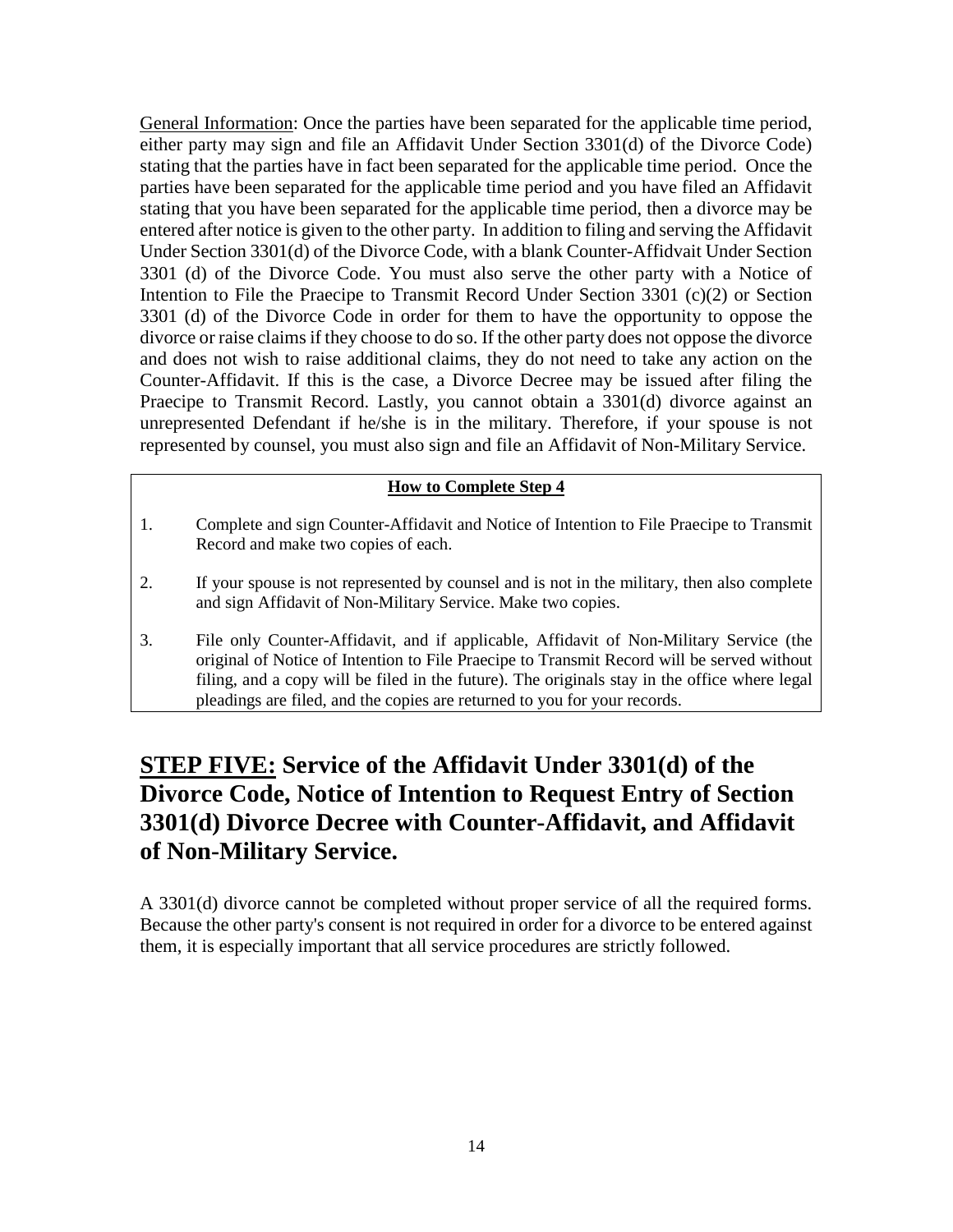General Information: Once the parties have been separated for the applicable time period, either party may sign and file an Affidavit Under Section 3301(d) of the Divorce Code) stating that the parties have in fact been separated for the applicable time period. Once the parties have been separated for the applicable time period and you have filed an Affidavit stating that you have been separated for the applicable time period, then a divorce may be entered after notice is given to the other party. In addition to filing and serving the Affidavit Under Section 3301(d) of the Divorce Code, with a blank Counter-Affidvait Under Section 3301 (d) of the Divorce Code. You must also serve the other party with a Notice of Intention to File the Praecipe to Transmit Record Under Section 3301 (c)(2) or Section 3301 (d) of the Divorce Code in order for them to have the opportunity to oppose the divorce or raise claims if they choose to do so. If the other party does not oppose the divorce and does not wish to raise additional claims, they do not need to take any action on the Counter-Affidavit. If this is the case, a Divorce Decree may be issued after filing the Praecipe to Transmit Record. Lastly, you cannot obtain a 3301(d) divorce against an unrepresented Defendant if he/she is in the military. Therefore, if your spouse is not represented by counsel, you must also sign and file an Affidavit of Non-Military Service.

**How to Complete Step 4**

1. Complete and sign Counter-Affidavit and Notice of Intention to File Praecipe to Transmit Record and make two copies of each.
2. If your spouse is not represented by counsel and is not in the military, then also complete and sign Affidavit of Non-Military Service. Make two copies.
3. File only Counter-Affidavit, and if applicable, Affidavit of Non-Military Service (the original of Notice of Intention to File Praecipe to Transmit Record will be served without filing, and a copy will be filed in the future). The originals stay in the office where legal pleadings are filed, and the copies are returned to you for your records.

## STEP FIVE: Service of the Affidavit Under 3301(d) of the Divorce Code, Notice of Intention to Request Entry of Section 3301(d) Divorce Decree with Counter-Affidavit, and Affidavit of Non-Military Service.

A 3301(d) divorce cannot be completed without proper service of all the required forms. Because the other party's consent is not required in order for a divorce to be entered against them, it is especially important that all service procedures are strictly followed.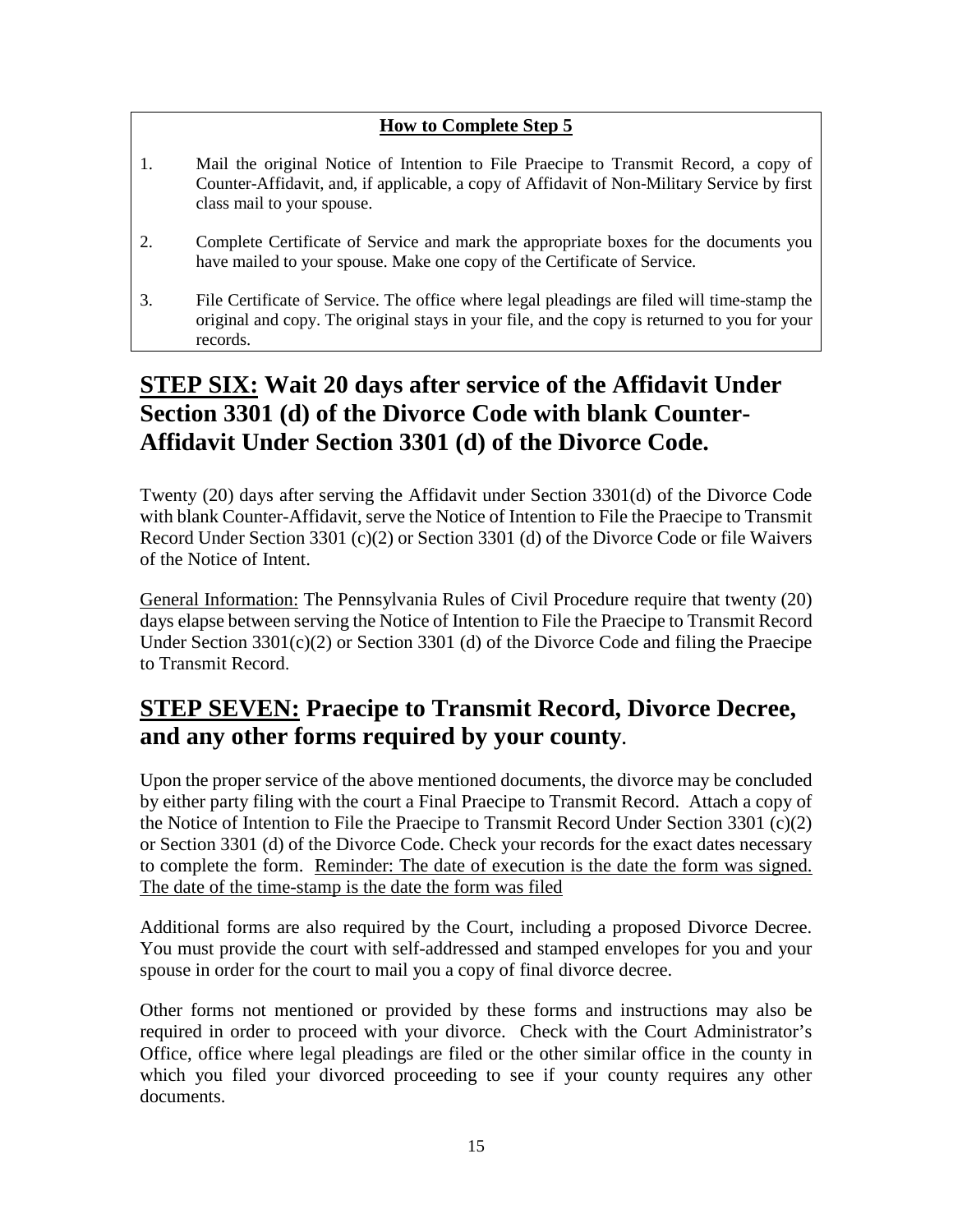**How to Complete Step 5**

1. Mail the original Notice of Intention to File Praecipe to Transmit Record, a copy of Counter-Affidavit, and, if applicable, a copy of Affidavit of Non-Military Service by first class mail to your spouse.

2. Complete Certificate of Service and mark the appropriate boxes for the documents you have mailed to your spouse. Make one copy of the Certificate of Service.

3. File Certificate of Service. The office where legal pleadings are filed will time-stamp the original and copy. The original stays in your file, and the copy is returned to you for your records.

## STEP SIX: Wait 20 days after service of the Affidavit Under Section 3301 (d) of the Divorce Code with blank Counter-Affidavit Under Section 3301 (d) of the Divorce Code.

Twenty (20) days after serving the Affidavit under Section 3301(d) of the Divorce Code with blank Counter-Affidavit, serve the Notice of Intention to File the Praecipe to Transmit Record Under Section 3301 (c)(2) or Section 3301 (d) of the Divorce Code or file Waivers of the Notice of Intent.

General Information: The Pennsylvania Rules of Civil Procedure require that twenty (20) days elapse between serving the Notice of Intention to File the Praecipe to Transmit Record Under Section 3301(c)(2) or Section 3301 (d) of the Divorce Code and filing the Praecipe to Transmit Record.

## STEP SEVEN: Praecipe to Transmit Record, Divorce Decree, and any other forms required by your county.

Upon the proper service of the above mentioned documents, the divorce may be concluded by either party filing with the court a Final Praecipe to Transmit Record. Attach a copy of the Notice of Intention to File the Praecipe to Transmit Record Under Section 3301 (c)(2) or Section 3301 (d) of the Divorce Code. Check your records for the exact dates necessary to complete the form. Reminder: The date of execution is the date the form was signed. The date of the time-stamp is the date the form was filed

Additional forms are also required by the Court, including a proposed Divorce Decree. You must provide the court with self-addressed and stamped envelopes for you and your spouse in order for the court to mail you a copy of final divorce decree.

Other forms not mentioned or provided by these forms and instructions may also be required in order to proceed with your divorce. Check with the Court Administrator's Office, office where legal pleadings are filed or the other similar office in the county in which you filed your divorced proceeding to see if your county requires any other documents.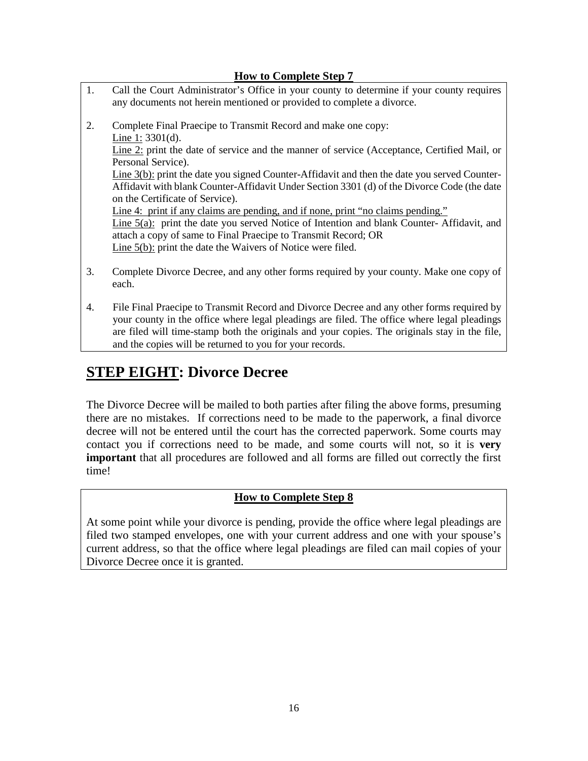**How to Complete Step 7**

1. Call the Court Administrator's Office in your county to determine if your county requires any documents not herein mentioned or provided to complete a divorce.

2. Complete Final Praecipe to Transmit Record and make one copy:
   Line 1: 3301(d).
   Line 2: print the date of service and the manner of service (Acceptance, Certified Mail, or Personal Service).
   Line 3(b): print the date you signed Counter-Affidavit and then the date you served Counter-Affidavit with blank Counter-Affidavit Under Section 3301 (d) of the Divorce Code (the date on the Certificate of Service).
   Line 4: print if any claims are pending, and if none, print "no claims pending."
   Line 5(a): print the date you served Notice of Intention and blank Counter- Affidavit, and attach a copy of same to Final Praecipe to Transmit Record; OR
   Line 5(b): print the date the Waivers of Notice were filed.

3. Complete Divorce Decree, and any other forms required by your county. Make one copy of each.

4. File Final Praecipe to Transmit Record and Divorce Decree and any other forms required by your county in the office where legal pleadings are filed. The office where legal pleadings are filed will time-stamp both the originals and your copies. The originals stay in the file, and the copies will be returned to you for your records.

## STEP EIGHT: Divorce Decree

The Divorce Decree will be mailed to both parties after filing the above forms, presuming there are no mistakes. If corrections need to be made to the paperwork, a final divorce decree will not be entered until the court has the corrected paperwork. Some courts may contact you if corrections need to be made, and some courts will not, so it is **very important** that all procedures are followed and all forms are filled out correctly the first time!

**How to Complete Step 8**

At some point while your divorce is pending, provide the office where legal pleadings are filed two stamped envelopes, one with your current address and one with your spouse's current address, so that the office where legal pleadings are filed can mail copies of your Divorce Decree once it is granted.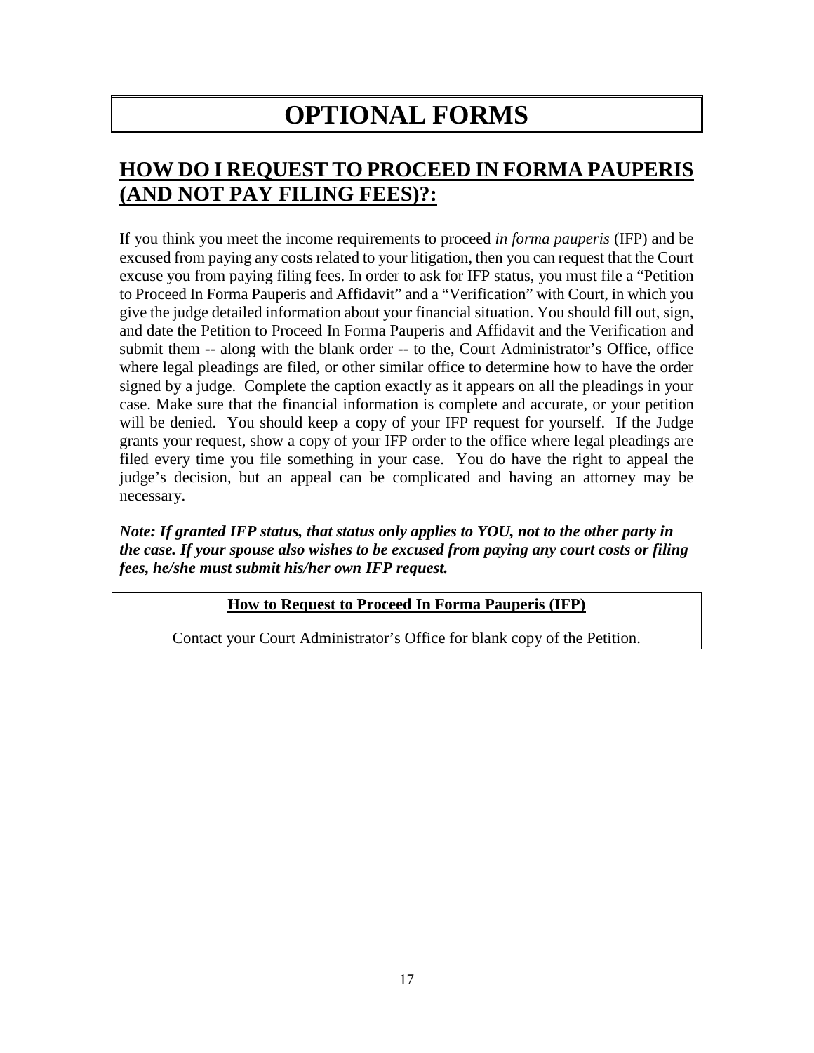# OPTIONAL FORMS

## HOW DO I REQUEST TO PROCEED IN FORMA PAUPERIS (AND NOT PAY FILING FEES)?:

If you think you meet the income requirements to proceed *in forma pauperis* (IFP) and be excused from paying any costs related to your litigation, then you can request that the Court excuse you from paying filing fees. In order to ask for IFP status, you must file a "Petition to Proceed In Forma Pauperis and Affidavit" and a "Verification" with Court, in which you give the judge detailed information about your financial situation. You should fill out, sign, and date the Petition to Proceed In Forma Pauperis and Affidavit and the Verification and submit them -- along with the blank order -- to the, Court Administrator's Office, office where legal pleadings are filed, or other similar office to determine how to have the order signed by a judge. Complete the caption exactly as it appears on all the pleadings in your case. Make sure that the financial information is complete and accurate, or your petition will be denied. You should keep a copy of your IFP request for yourself. If the Judge grants your request, show a copy of your IFP order to the office where legal pleadings are filed every time you file something in your case. You do have the right to appeal the judge's decision, but an appeal can be complicated and having an attorney may be necessary.

***Note: If granted IFP status, that status only applies to YOU, not to the other party in the case. If your spouse also wishes to be excused from paying any court costs or filing fees, he/she must submit his/her own IFP request.***

**How to Request to Proceed In Forma Pauperis (IFP)**

Contact your Court Administrator's Office for blank copy of the Petition.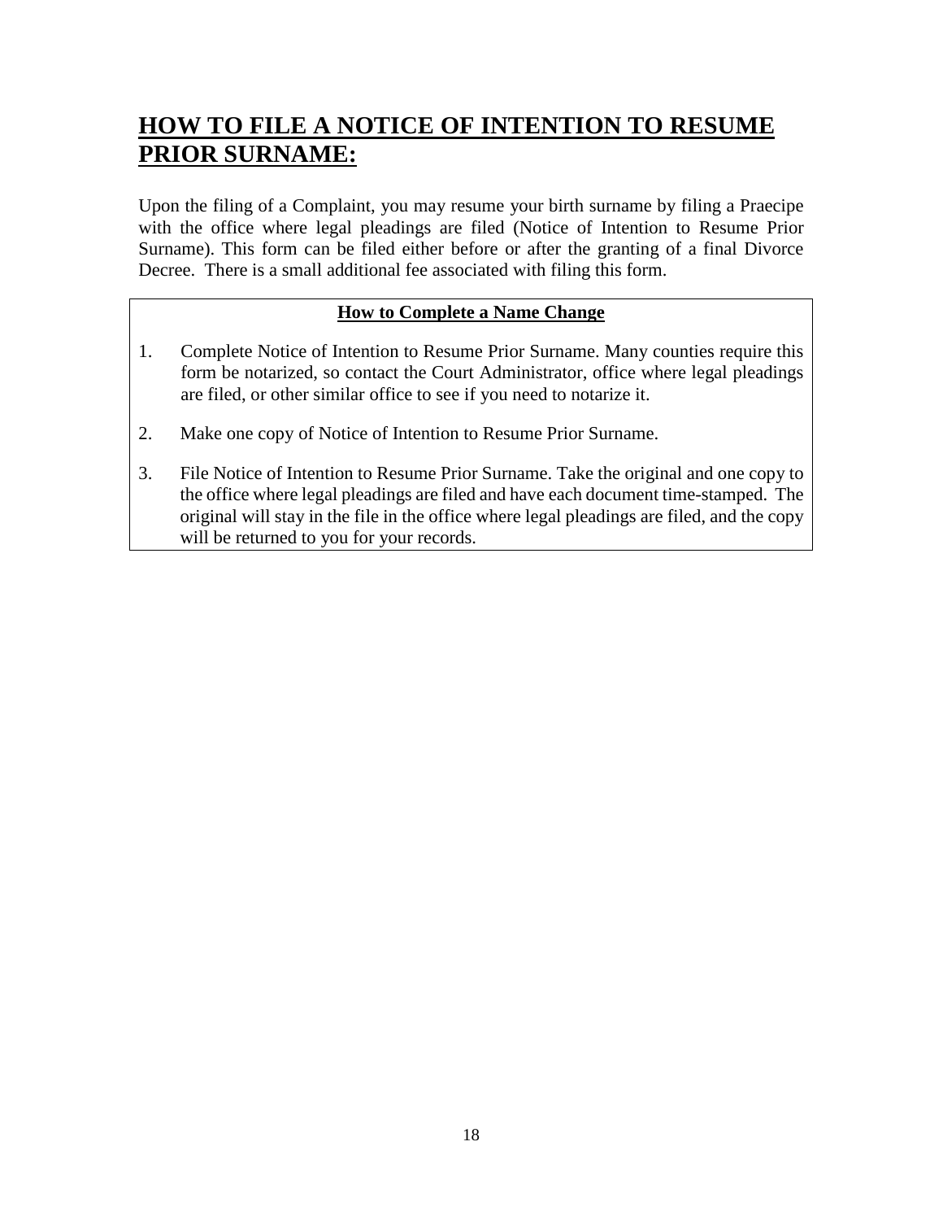# HOW TO FILE A NOTICE OF INTENTION TO RESUME PRIOR SURNAME:

Upon the filing of a Complaint, you may resume your birth surname by filing a Praecipe with the office where legal pleadings are filed (Notice of Intention to Resume Prior Surname). This form can be filed either before or after the granting of a final Divorce Decree. There is a small additional fee associated with filing this form.

**How to Complete a Name Change**

1. Complete Notice of Intention to Resume Prior Surname. Many counties require this form be notarized, so contact the Court Administrator, office where legal pleadings are filed, or other similar office to see if you need to notarize it.

2. Make one copy of Notice of Intention to Resume Prior Surname.

3. File Notice of Intention to Resume Prior Surname. Take the original and one copy to the office where legal pleadings are filed and have each document time-stamped. The original will stay in the file in the office where legal pleadings are filed, and the copy will be returned to you for your records.